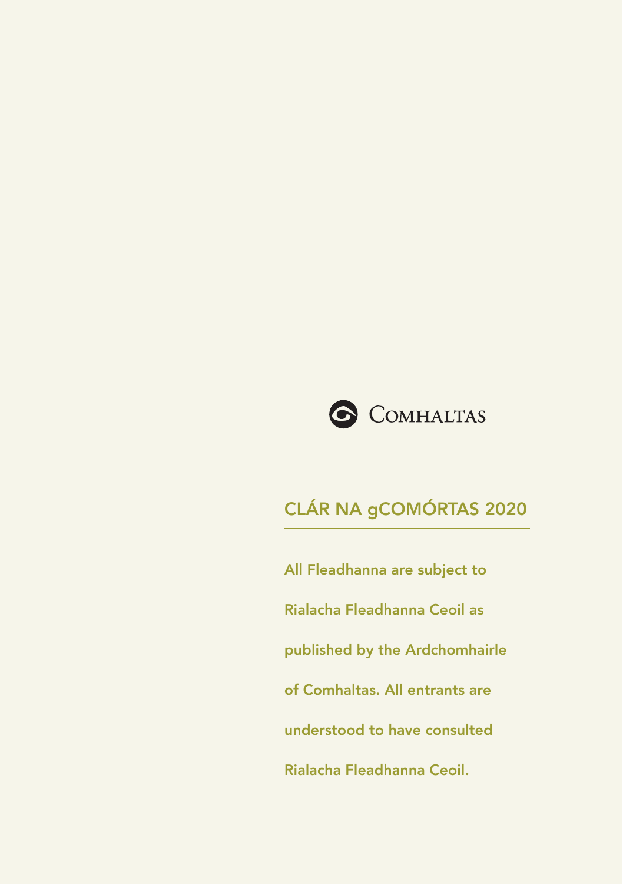COMHALTAS

# CLÁR NA gCOMÓRTAS 2020

**All Fleadhanna are subject to Rialacha Fleadhanna Ceoil as published by the Ardchomhairle of Comhaltas. All entrants are understood to have consulted Rialacha Fleadhanna Ceoil.**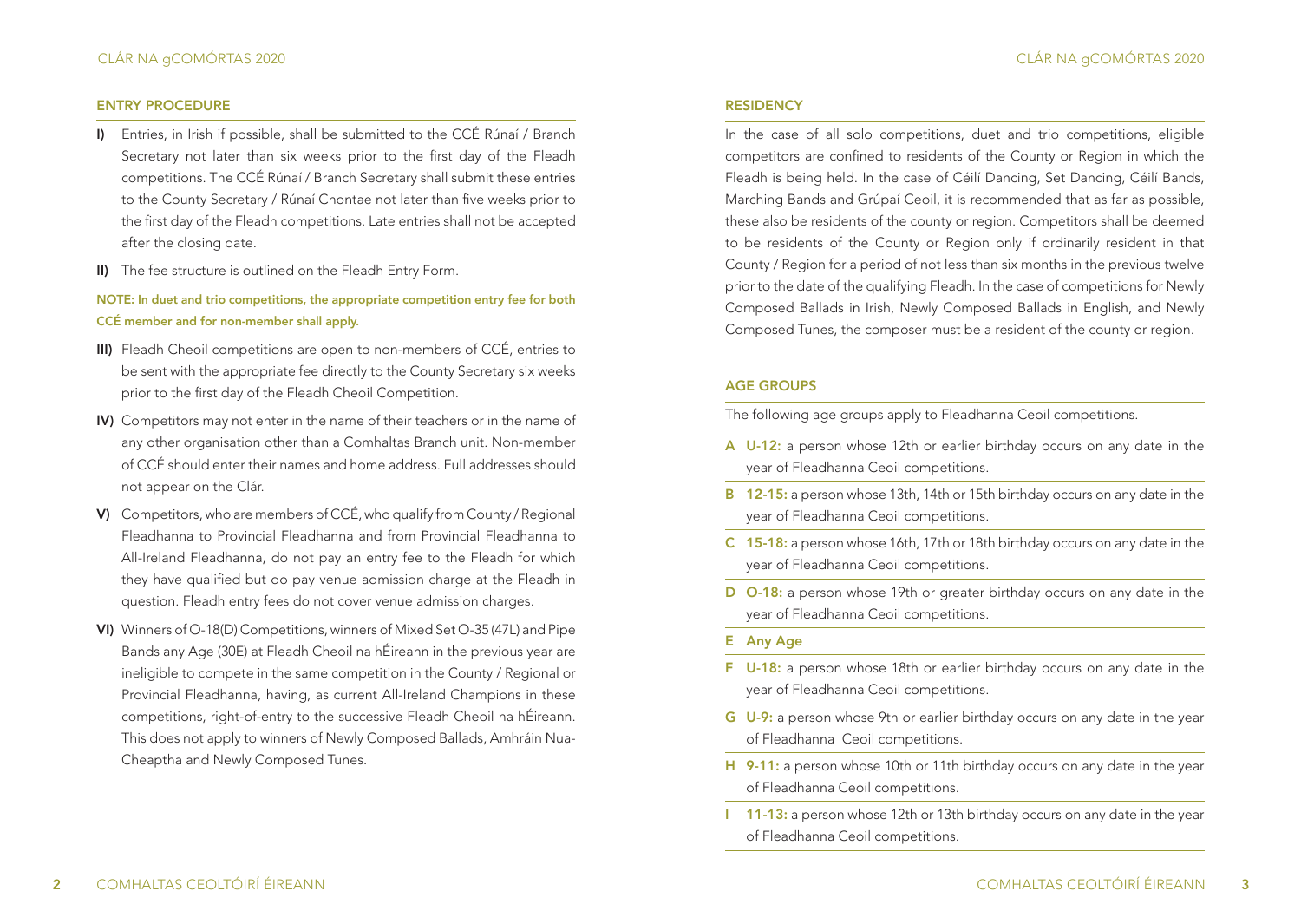## ENTRY PROCEDURE

**I)** Entries, in Irish if possible, shall be submitted to the CCÉ Rúnaí / Branch Secretary not later than six weeks prior to the first day of the Fleadh competitions. The CCÉ Rúnaí / Branch Secretary shall submit these entries to the County Secretary / Rúnaí Chontae not later than five weeks prior to the first day of the Fleadh competitions. Late entries shall not be accepted after the closing date.

**II)** The fee structure is outlined on the Fleadh Entry Form.

**NOTE: In duet and trio competitions, the appropriate competition entry fee for both CCÉ member and for non-member shall apply.**

**III)** Fleadh Cheoil competitions are open to non-members of CCÉ, entries to be sent with the appropriate fee directly to the County Secretary six weeks prior to the first day of the Fleadh Cheoil Competition.

**IV)** Competitors may not enter in the name of their teachers or in the name of any other organisation other than a Comhaltas Branch unit. Non-member of CCÉ should enter their names and home address. Full addresses should not appear on the Clár.

**V)** Competitors, who are members of CCÉ, who qualify from County / Regional Fleadhanna to Provincial Fleadhanna and from Provincial Fleadhanna to All-Ireland Fleadhanna, do not pay an entry fee to the Fleadh for which they have qualified but do pay venue admission charge at the Fleadh in question. Fleadh entry fees do not cover venue admission charges.

**VI)** Winners of O-18(D) Competitions, winners of Mixed Set O-35 (47L) and Pipe Bands any Age (30E) at Fleadh Cheoil na hÉireann in the previous year are ineligible to compete in the same competition in the County / Regional or Provincial Fleadhanna, having, as current All-Ireland Champions in these competitions, right-of-entry to the successive Fleadh Cheoil na hÉireann. This does not apply to winners of Newly Composed Ballads, Amhráin Nua-Cheaptha and Newly Composed Tunes.

## RESIDENCY

In the case of all solo competitions, duet and trio competitions, eligible competitors are confined to residents of the County or Region in which the Fleadh is being held. In the case of Céilí Dancing, Set Dancing, Céilí Bands, Marching Bands and Grúpaí Ceoil, it is recommended that as far as possible, these also be residents of the county or region. Competitors shall be deemed to be residents of the County or Region only if ordinarily resident in that County / Region for a period of not less than six months in the previous twelve prior to the date of the qualifying Fleadh. In the case of competitions for Newly Composed Ballads in Irish, Newly Composed Ballads in English, and Newly Composed Tunes, the composer must be a resident of the county or region.

## AGE GROUPS

The following age groups apply to Fleadhanna Ceoil competitions.

- **A U-12:** a person whose 12th or earlier birthday occurs on any date in the year of Fleadhanna Ceoil competitions.
- **B 12-15:** a person whose 13th, 14th or 15th birthday occurs on any date in the year of Fleadhanna Ceoil competitions.
- **C 15-18:** a person whose 16th, 17th or 18th birthday occurs on any date in the year of Fleadhanna Ceoil competitions.
- **D O-18:** a person whose 19th or greater birthday occurs on any date in the year of Fleadhanna Ceoil competitions.
- **E Any Age**
- **F U-18:** a person whose 18th or earlier birthday occurs on any date in the year of Fleadhanna Ceoil competitions.
- **G U-9:** a person whose 9th or earlier birthday occurs on any date in the year of Fleadhanna Ceoil competitions.
- **H 9-11:** a person whose 10th or 11th birthday occurs on any date in the year of Fleadhanna Ceoil competitions.
- **I 11-13:** a person whose 12th or 13th birthday occurs on any date in the year of Fleadhanna Ceoil competitions.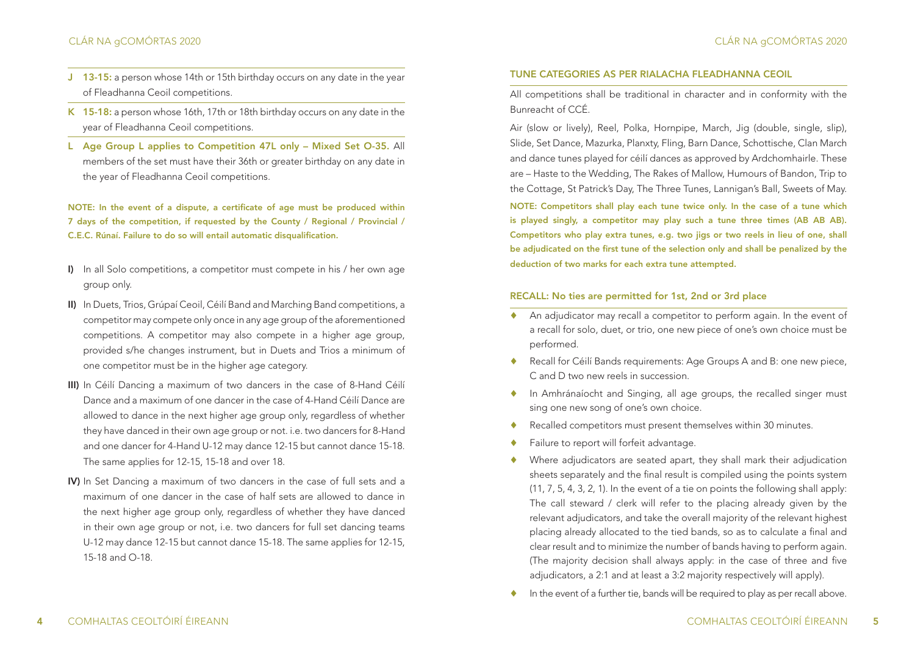**J 13-15:** a person whose 14th or 15th birthday occurs on any date in the year of Fleadhanna Ceoil competitions.

**K 15-18:** a person whose 16th, 17th or 18th birthday occurs on any date in the year of Fleadhanna Ceoil competitions.

**L Age Group L applies to Competition 47L only – Mixed Set O-35.** All members of the set must have their 36th or greater birthday on any date in the year of Fleadhanna Ceoil competitions.

**NOTE: In the event of a dispute, a certificate of age must be produced within 7 days of the competition, if requested by the County / Regional / Provincial / C.E.C. Rúnaí. Failure to do so will entail automatic disqualification.**

**I)** In all Solo competitions, a competitor must compete in his / her own age group only.

**II)** In Duets, Trios, Grúpaí Ceoil, Céilí Band and Marching Band competitions, a competitor may compete only once in any age group of the aforementioned competitions. A competitor may also compete in a higher age group, provided s/he changes instrument, but in Duets and Trios a minimum of one competitor must be in the higher age category.

**III)** In Céilí Dancing a maximum of two dancers in the case of 8-Hand Céilí Dance and a maximum of one dancer in the case of 4-Hand Céilí Dance are allowed to dance in the next higher age group only, regardless of whether they have danced in their own age group or not. i.e. two dancers for 8-Hand and one dancer for 4-Hand U-12 may dance 12-15 but cannot dance 15-18. The same applies for 12-15, 15-18 and over 18.

**IV)** In Set Dancing a maximum of two dancers in the case of full sets and a maximum of one dancer in the case of half sets are allowed to dance in the next higher age group only, regardless of whether they have danced in their own age group or not, i.e. two dancers for full set dancing teams U-12 may dance 12-15 but cannot dance 15-18. The same applies for 12-15, 15-18 and O-18.

## TUNE CATEGORIES AS PER RIALACHA FLEADHANNA CEOIL

All competitions shall be traditional in character and in conformity with the Bunreacht of CCÉ.

Air (slow or lively), Reel, Polka, Hornpipe, March, Jig (double, single, slip), Slide, Set Dance, Mazurka, Planxty, Fling, Barn Dance, Schottische, Clan March and dance tunes played for céilí dances as approved by Ardchomhairle. These are – Haste to the Wedding, The Rakes of Mallow, Humours of Bandon, Trip to the Cottage, St Patrick's Day, The Three Tunes, Lannigan's Ball, Sweets of May.

**NOTE: Competitors shall play each tune twice only. In the case of a tune which is played singly, a competitor may play such a tune three times (AB AB AB). Competitors who play extra tunes, e.g. two jigs or two reels in lieu of one, shall be adjudicated on the first tune of the selection only and shall be penalized by the deduction of two marks for each extra tune attempted.**

## RECALL: No ties are permitted for 1st, 2nd or 3rd place

- An adjudicator may recall a competitor to perform again. In the event of a recall for solo, duet, or trio, one new piece of one's own choice must be performed.
- Recall for Céilí Bands requirements: Age Groups A and B: one new piece, C and D two new reels in succession.
- In Amhránaíocht and Singing, all age groups, the recalled singer must sing one new song of one's own choice.
- Recalled competitors must present themselves within 30 minutes.
- Failure to report will forfeit advantage.
- Where adjudicators are seated apart, they shall mark their adjudication sheets separately and the final result is compiled using the points system (11, 7, 5, 4, 3, 2, 1). In the event of a tie on points the following shall apply: The call steward / clerk will refer to the placing already given by the relevant adjudicators, and take the overall majority of the relevant highest placing already allocated to the tied bands, so as to calculate a final and clear result and to minimize the number of bands having to perform again. (The majority decision shall always apply: in the case of three and five adjudicators, a 2:1 and at least a 3:2 majority respectively will apply).
- In the event of a further tie, bands will be required to play as per recall above.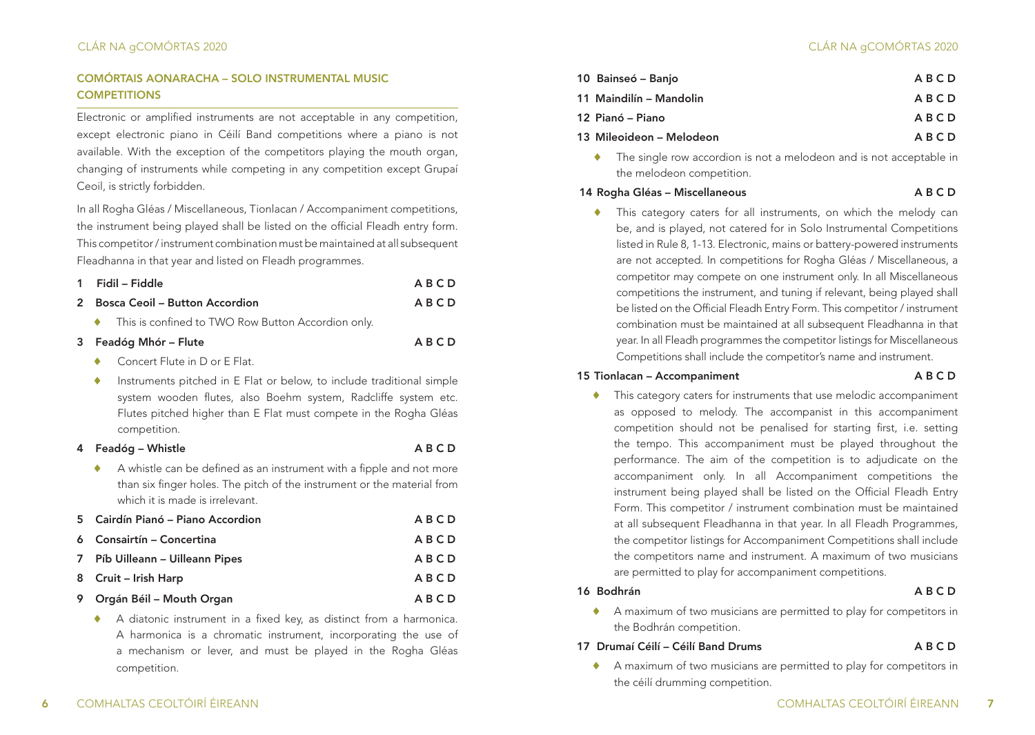## COMÓRTAIS AONARACHA – SOLO INSTRUMENTAL MUSIC COMPETITIONS

Electronic or amplified instruments are not acceptable in any competition, except electronic piano in Céilí Band competitions where a piano is not available. With the exception of the competitors playing the mouth organ, changing of instruments while competing in any competition except Grupaí Ceoil, is strictly forbidden.

In all Rogha Gléas / Miscellaneous, Tionlacan / Accompaniment competitions, the instrument being played shall be listed on the official Fleadh entry form. This competitor / instrument combination must be maintained at all subsequent Fleadhanna in that year and listed on Fleadh programmes.

**1 Fidil – Fiddle** **A B C D**

**2 Bosca Ceoil – Button Accordion** **A B C D**

- This is confined to TWO Row Button Accordion only.

**3 Feadóg Mhór – Flute** **A B C D**

- Concert Flute in D or E Flat.
- Instruments pitched in E Flat or below, to include traditional simple system wooden flutes, also Boehm system, Radcliffe system etc. Flutes pitched higher than E Flat must compete in the Rogha Gléas competition.

**4 Feadóg – Whistle** **A B C D**

- A whistle can be defined as an instrument with a fipple and not more than six finger holes. The pitch of the instrument or the material from which it is made is irrelevant.

**5 Cairdín Pianó – Piano Accordion** **A B C D**

**6 Consairtín – Concertina** **A B C D**

**7 Píb Uilleann – Uilleann Pipes** **A B C D**

**8 Cruit – Irish Harp** **A B C D**

**9 Orgán Béil – Mouth Organ** **A B C D**

- A diatonic instrument in a fixed key, as distinct from a harmonica. A harmonica is a chromatic instrument, incorporating the use of a mechanism or lever, and must be played in the Rogha Gléas competition.

**10 Bainseó – Banjo** **A B C D**

**11 Maindilín – Mandolin** **A B C D**

**12 Pianó – Piano** **A B C D**

**13 Mileoideon – Melodeon** **A B C D**

- The single row accordion is not a melodeon and is not acceptable in the melodeon competition.

**14 Rogha Gléas – Miscellaneous** **A B C D**

- This category caters for all instruments, on which the melody can be, and is played, not catered for in Solo Instrumental Competitions listed in Rule 8, 1-13. Electronic, mains or battery-powered instruments are not accepted. In competitions for Rogha Gléas / Miscellaneous, a competitor may compete on one instrument only. In all Miscellaneous competitions the instrument, and tuning if relevant, being played shall be listed on the Official Fleadh Entry Form. This competitor / instrument combination must be maintained at all subsequent Fleadhanna in that year. In all Fleadh programmes the competitor listings for Miscellaneous Competitions shall include the competitor's name and instrument.

**15 Tionlacan – Accompaniment** **A B C D**

- This category caters for instruments that use melodic accompaniment as opposed to melody. The accompanist in this accompaniment competition should not be penalised for starting first, i.e. setting the tempo. This accompaniment must be played throughout the performance. The aim of the competition is to adjudicate on the accompaniment only. In all Accompaniment competitions the instrument being played shall be listed on the Official Fleadh Entry Form. This competitor / instrument combination must be maintained at all subsequent Fleadhanna in that year. In all Fleadh Programmes, the competitor listings for Accompaniment Competitions shall include the competitors name and instrument. A maximum of two musicians are permitted to play for accompaniment competitions.

**16 Bodhrán** **A B C D**

- A maximum of two musicians are permitted to play for competitors in the Bodhrán competition.

**17 Drumaí Céilí – Céilí Band Drums** **A B C D**

- A maximum of two musicians are permitted to play for competitors in the céilí drumming competition.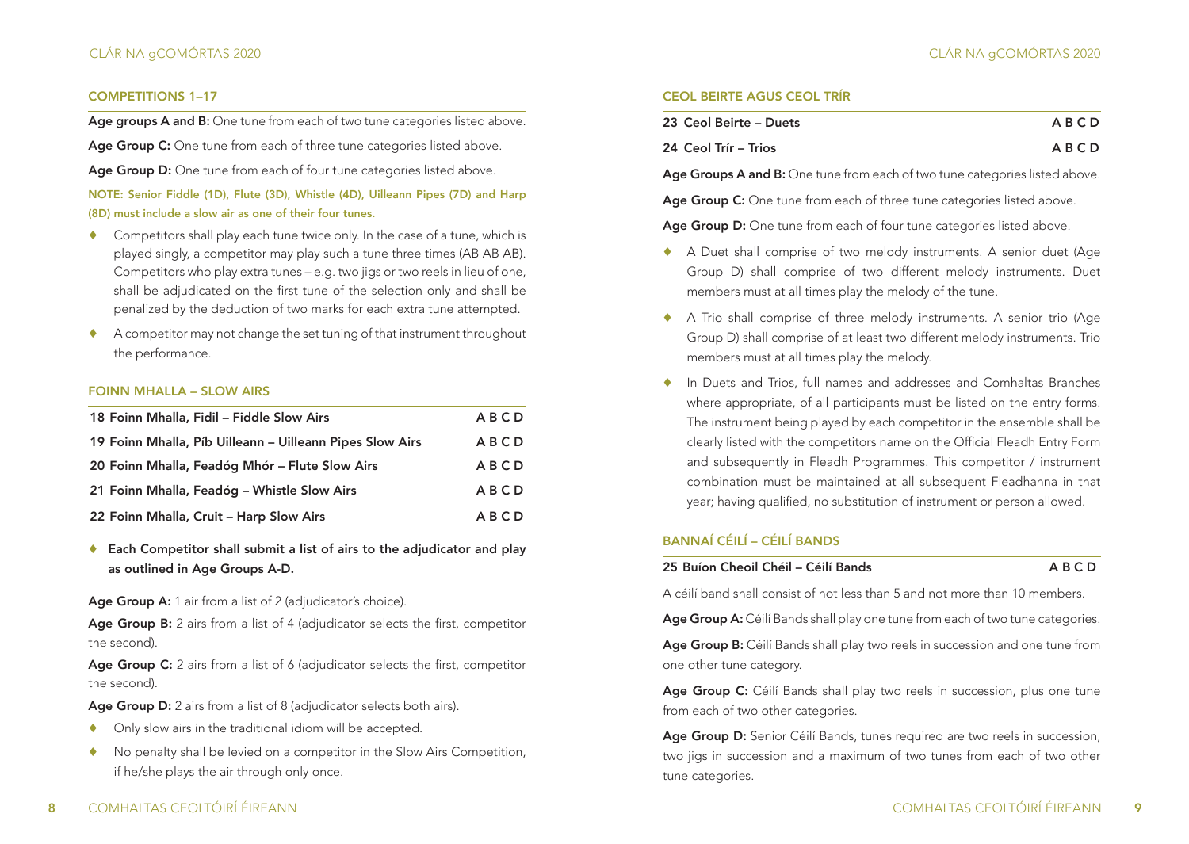## COMPETITIONS 1–17

**Age groups A and B:** One tune from each of two tune categories listed above.

**Age Group C:** One tune from each of three tune categories listed above.

**Age Group D:** One tune from each of four tune categories listed above.

**NOTE: Senior Fiddle (1D), Flute (3D), Whistle (4D), Uilleann Pipes (7D) and Harp (8D) must include a slow air as one of their four tunes.**

- Competitors shall play each tune twice only. In the case of a tune, which is played singly, a competitor may play such a tune three times (AB AB AB). Competitors who play extra tunes – e.g. two jigs or two reels in lieu of one, shall be adjudicated on the first tune of the selection only and shall be penalized by the deduction of two marks for each extra tune attempted.
- A competitor may not change the set tuning of that instrument throughout the performance.

## FOINN MHALLA – SLOW AIRS

| | |
|---|---|
| **18 Foinn Mhalla, Fidil – Fiddle Slow Airs** | **A B C D** |
| **19 Foinn Mhalla, Píb Uilleann – Uilleann Pipes Slow Airs** | **A B C D** |
| **20 Foinn Mhalla, Feadóg Mhór – Flute Slow Airs** | **A B C D** |
| **21 Foinn Mhalla, Feadóg – Whistle Slow Airs** | **A B C D** |
| **22 Foinn Mhalla, Cruit – Harp Slow Airs** | **A B C D** |

- **Each Competitor shall submit a list of airs to the adjudicator and play as outlined in Age Groups A-D.**

**Age Group A:** 1 air from a list of 2 (adjudicator's choice).

**Age Group B:** 2 airs from a list of 4 (adjudicator selects the first, competitor the second).

**Age Group C:** 2 airs from a list of 6 (adjudicator selects the first, competitor the second).

**Age Group D:** 2 airs from a list of 8 (adjudicator selects both airs).

- Only slow airs in the traditional idiom will be accepted.
- No penalty shall be levied on a competitor in the Slow Airs Competition, if he/she plays the air through only once.

## CEOL BEIRTE AGUS CEOL TRÍR

| | |
|---|---|
| **23 Ceol Beirte – Duets** | **A B C D** |
| **24 Ceol Trír – Trios** | **A B C D** |

**Age Groups A and B:** One tune from each of two tune categories listed above.

**Age Group C:** One tune from each of three tune categories listed above.

**Age Group D:** One tune from each of four tune categories listed above.

- A Duet shall comprise of two melody instruments. A senior duet (Age Group D) shall comprise of two different melody instruments. Duet members must at all times play the melody of the tune.
- A Trio shall comprise of three melody instruments. A senior trio (Age Group D) shall comprise of at least two different melody instruments. Trio members must at all times play the melody.
- In Duets and Trios, full names and addresses and Comhaltas Branches where appropriate, of all participants must be listed on the entry forms. The instrument being played by each competitor in the ensemble shall be clearly listed with the competitors name on the Official Fleadh Entry Form and subsequently in Fleadh Programmes. This competitor / instrument combination must be maintained at all subsequent Fleadhanna in that year; having qualified, no substitution of instrument or person allowed.

## BANNAÍ CÉILÍ – CÉILÍ BANDS

| | |
|---|---|
| **25 Buíon Cheoil Chéil – Céilí Bands** | **A B C D** |

A céilí band shall consist of not less than 5 and not more than 10 members.

**Age Group A:** Céilí Bands shall play one tune from each of two tune categories.

**Age Group B:** Céilí Bands shall play two reels in succession and one tune from one other tune category.

**Age Group C:** Céilí Bands shall play two reels in succession, plus one tune from each of two other categories.

**Age Group D:** Senior Céilí Bands, tunes required are two reels in succession, two jigs in succession and a maximum of two tunes from each of two other tune categories.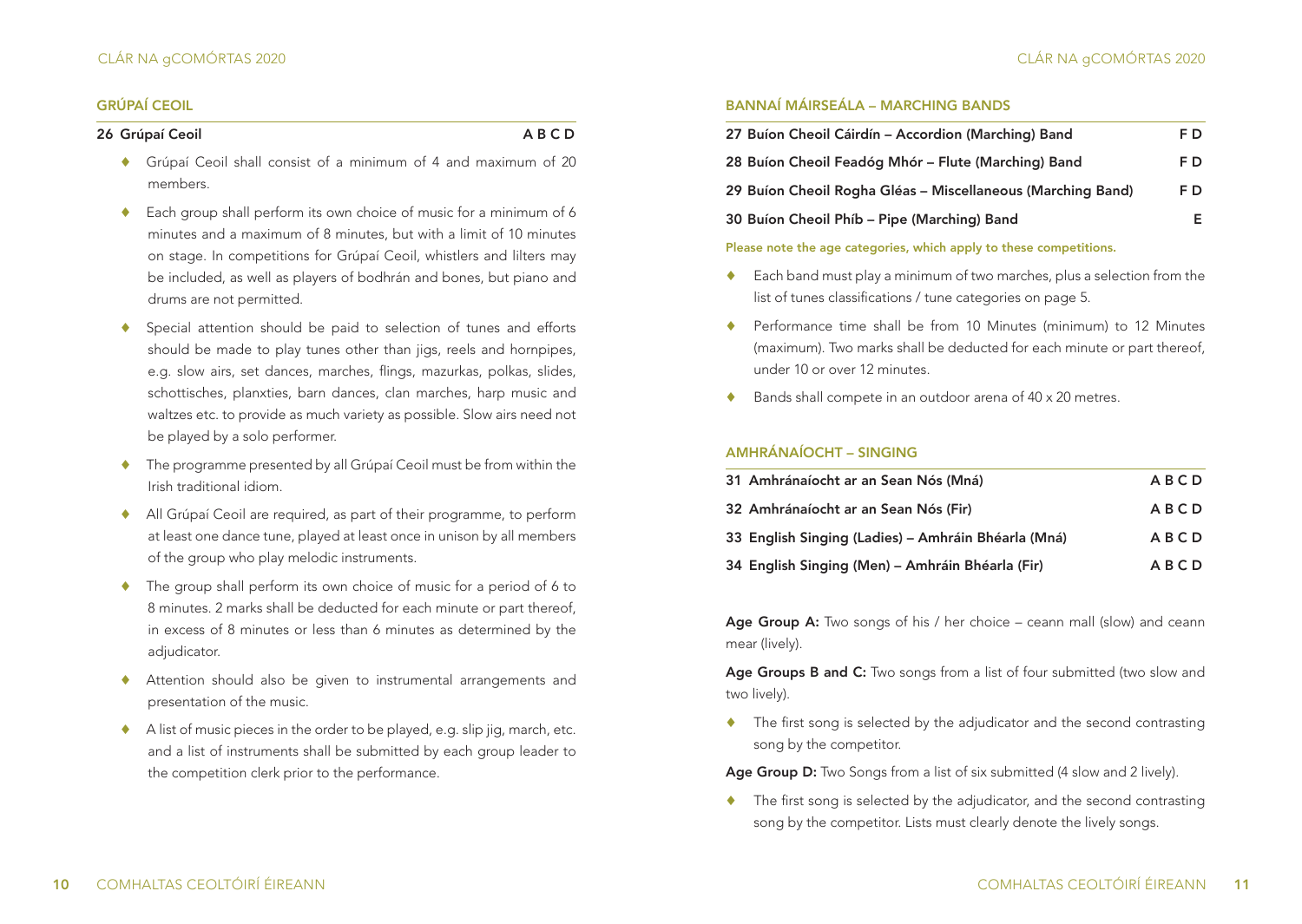## GRÚPAÍ CEOIL

| 26 Grúpaí Ceoil | A B C D |
|---|---|

- Grúpaí Ceoil shall consist of a minimum of 4 and maximum of 20 members.
- Each group shall perform its own choice of music for a minimum of 6 minutes and a maximum of 8 minutes, but with a limit of 10 minutes on stage. In competitions for Grúpaí Ceoil, whistlers and lilters may be included, as well as players of bodhrán and bones, but piano and drums are not permitted.
- Special attention should be paid to selection of tunes and efforts should be made to play tunes other than jigs, reels and hornpipes, e.g. slow airs, set dances, marches, flings, mazurkas, polkas, slides, schottisches, planxties, barn dances, clan marches, harp music and waltzes etc. to provide as much variety as possible. Slow airs need not be played by a solo performer.
- The programme presented by all Grúpaí Ceoil must be from within the Irish traditional idiom.
- All Grúpaí Ceoil are required, as part of their programme, to perform at least one dance tune, played at least once in unison by all members of the group who play melodic instruments.
- The group shall perform its own choice of music for a period of 6 to 8 minutes. 2 marks shall be deducted for each minute or part thereof, in excess of 8 minutes or less than 6 minutes as determined by the adjudicator.
- Attention should also be given to instrumental arrangements and presentation of the music.
- A list of music pieces in the order to be played, e.g. slip jig, march, etc. and a list of instruments shall be submitted by each group leader to the competition clerk prior to the performance.

## BANNAÍ MÁIRSEÁLA – MARCHING BANDS

| Competition | Age Groups |
|---|---|
| 27 Buíon Cheoil Cáirdín – Accordion (Marching) Band | F D |
| 28 Buíon Cheoil Feadóg Mhór – Flute (Marching) Band | F D |
| 29 Buíon Cheoil Rogha Gléas – Miscellaneous (Marching Band) | F D |
| 30 Buíon Cheoil Phíb – Pipe (Marching) Band | E |

**Please note the age categories, which apply to these competitions.**

- Each band must play a minimum of two marches, plus a selection from the list of tunes classifications / tune categories on page 5.
- Performance time shall be from 10 Minutes (minimum) to 12 Minutes (maximum). Two marks shall be deducted for each minute or part thereof, under 10 or over 12 minutes.
- Bands shall compete in an outdoor arena of 40 x 20 metres.

## AMHRÁNAÍOCHT – SINGING

| Competition | Age Groups |
|---|---|
| 31 Amhránaíocht ar an Sean Nós (Mná) | A B C D |
| 32 Amhránaíocht ar an Sean Nós (Fir) | A B C D |
| 33 English Singing (Ladies) – Amhráin Bhéarla (Mná) | A B C D |
| 34 English Singing (Men) – Amhráin Bhéarla (Fir) | A B C D |

**Age Group A:** Two songs of his / her choice – ceann mall (slow) and ceann mear (lively).

**Age Groups B and C:** Two songs from a list of four submitted (two slow and two lively).

- The first song is selected by the adjudicator and the second contrasting song by the competitor.

**Age Group D:** Two Songs from a list of six submitted (4 slow and 2 lively).

- The first song is selected by the adjudicator, and the second contrasting song by the competitor. Lists must clearly denote the lively songs.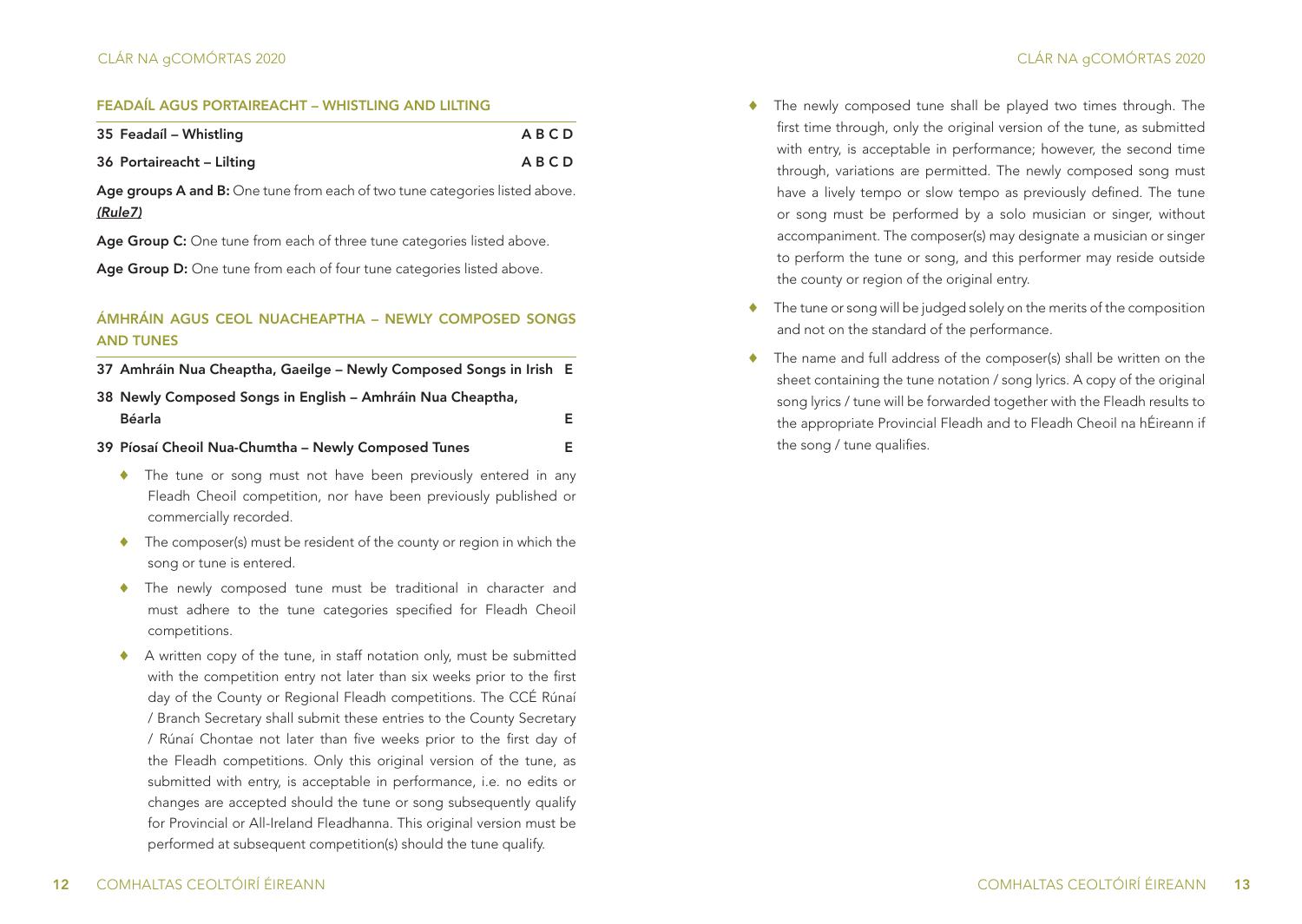## FEADAÍL AGUS PORTAIREACHT – WHISTLING AND LILTING

| | |
|---|---|
| **35 Feadaíl – Whistling** | **A B C D** |
| **36 Portaireacht – Lilting** | **A B C D** |

**Age groups A and B:** One tune from each of two tune categories listed above. ***(Rule7)***

**Age Group C:** One tune from each of three tune categories listed above.

**Age Group D:** One tune from each of four tune categories listed above.

## ÁMHRÁIN AGUS CEOL NUACHEAPTHA – NEWLY COMPOSED SONGS AND TUNES

| | |
|---|---|
| **37 Amhráin Nua Cheaptha, Gaeilge – Newly Composed Songs in Irish** | **E** |
| **38 Newly Composed Songs in English – Amhráin Nua Cheaptha, Béarla** | **E** |
| **39 Píosaí Cheoil Nua-Chumtha – Newly Composed Tunes** | **E** |

- The tune or song must not have been previously entered in any Fleadh Cheoil competition, nor have been previously published or commercially recorded.
- The composer(s) must be resident of the county or region in which the song or tune is entered.
- The newly composed tune must be traditional in character and must adhere to the tune categories specified for Fleadh Cheoil competitions.
- A written copy of the tune, in staff notation only, must be submitted with the competition entry not later than six weeks prior to the first day of the County or Regional Fleadh competitions. The CCÉ Rúnaí / Branch Secretary shall submit these entries to the County Secretary / Rúnaí Chontae not later than five weeks prior to the first day of the Fleadh competitions. Only this original version of the tune, as submitted with entry, is acceptable in performance, i.e. no edits or changes are accepted should the tune or song subsequently qualify for Provincial or All-Ireland Fleadhanna. This original version must be performed at subsequent competition(s) should the tune qualify.
- The newly composed tune shall be played two times through. The first time through, only the original version of the tune, as submitted with entry, is acceptable in performance; however, the second time through, variations are permitted. The newly composed song must have a lively tempo or slow tempo as previously defined. The tune or song must be performed by a solo musician or singer, without accompaniment. The composer(s) may designate a musician or singer to perform the tune or song, and this performer may reside outside the county or region of the original entry.
- The tune or song will be judged solely on the merits of the composition and not on the standard of the performance.
- The name and full address of the composer(s) shall be written on the sheet containing the tune notation / song lyrics. A copy of the original song lyrics / tune will be forwarded together with the Fleadh results to the appropriate Provincial Fleadh and to Fleadh Cheoil na hÉireann if the song / tune qualifies.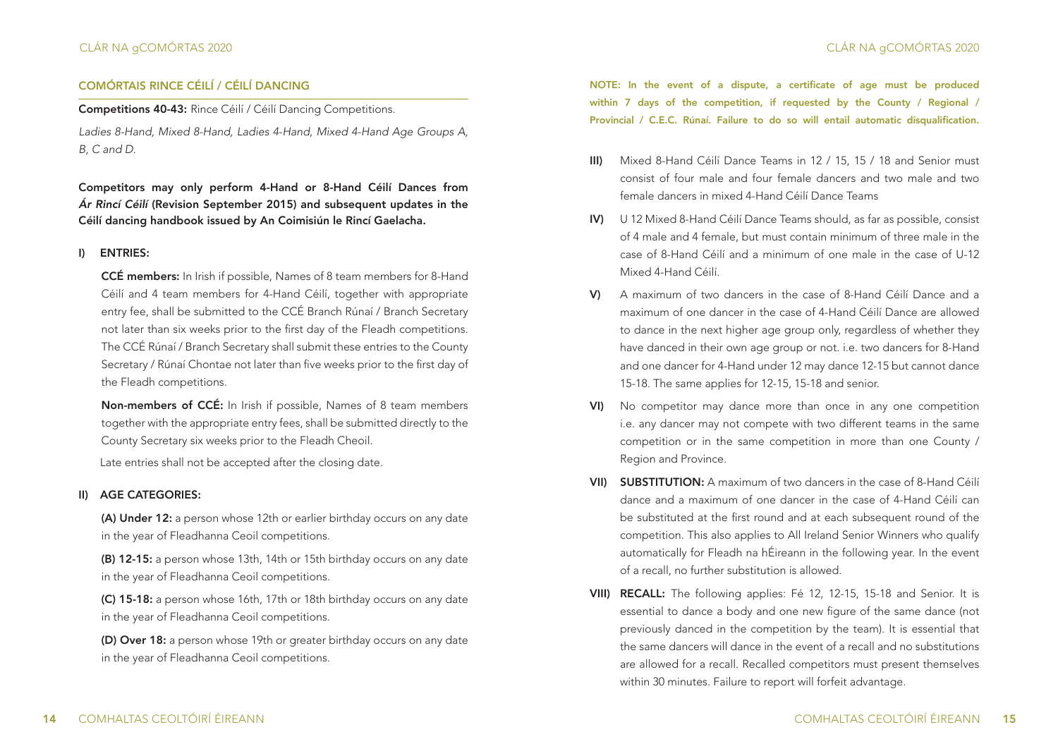## COMÓRTAIS RINCE CÉILÍ / CÉILÍ DANCING

**Competitions 40-43:** Rince Céilí / Céilí Dancing Competitions.

*Ladies 8-Hand, Mixed 8-Hand, Ladies 4-Hand, Mixed 4-Hand Age Groups A, B, C and D.*

**Competitors may only perform 4-Hand or 8-Hand Céilí Dances from *Ár Rincí Céilí* (Revision September 2015) and subsequent updates in the Céilí dancing handbook issued by An Coimisiún le Rincí Gaelacha.**

### I) ENTRIES:

**CCÉ members:** In Irish if possible, Names of 8 team members for 8-Hand Céilí and 4 team members for 4-Hand Céilí, together with appropriate entry fee, shall be submitted to the CCÉ Branch Rúnaí / Branch Secretary not later than six weeks prior to the first day of the Fleadh competitions. The CCÉ Rúnaí / Branch Secretary shall submit these entries to the County Secretary / Rúnaí Chontae not later than five weeks prior to the first day of the Fleadh competitions.

**Non-members of CCÉ:** In Irish if possible, Names of 8 team members together with the appropriate entry fees, shall be submitted directly to the County Secretary six weeks prior to the Fleadh Cheoil.

Late entries shall not be accepted after the closing date.

### II) AGE CATEGORIES:

**(A) Under 12:** a person whose 12th or earlier birthday occurs on any date in the year of Fleadhanna Ceoil competitions.

**(B) 12-15:** a person whose 13th, 14th or 15th birthday occurs on any date in the year of Fleadhanna Ceoil competitions.

**(C) 15-18:** a person whose 16th, 17th or 18th birthday occurs on any date in the year of Fleadhanna Ceoil competitions.

**(D) Over 18:** a person whose 19th or greater birthday occurs on any date in the year of Fleadhanna Ceoil competitions.

**NOTE: In the event of a dispute, a certificate of age must be produced within 7 days of the competition, if requested by the County / Regional / Provincial / C.E.C. Rúnaí. Failure to do so will entail automatic disqualification.**

**III)** Mixed 8-Hand Céilí Dance Teams in 12 / 15, 15 / 18 and Senior must consist of four male and four female dancers and two male and two female dancers in mixed 4-Hand Céilí Dance Teams

**IV)** U 12 Mixed 8-Hand Céilí Dance Teams should, as far as possible, consist of 4 male and 4 female, but must contain minimum of three male in the case of 8-Hand Céilí and a minimum of one male in the case of U-12 Mixed 4-Hand Céilí.

**V)** A maximum of two dancers in the case of 8-Hand Céilí Dance and a maximum of one dancer in the case of 4-Hand Céilí Dance are allowed to dance in the next higher age group only, regardless of whether they have danced in their own age group or not. i.e. two dancers for 8-Hand and one dancer for 4-Hand under 12 may dance 12-15 but cannot dance 15-18. The same applies for 12-15, 15-18 and senior.

**VI)** No competitor may dance more than once in any one competition i.e. any dancer may not compete with two different teams in the same competition or in the same competition in more than one County / Region and Province.

**VII) SUBSTITUTION:** A maximum of two dancers in the case of 8-Hand Céilí dance and a maximum of one dancer in the case of 4-Hand Céilí can be substituted at the first round and at each subsequent round of the competition. This also applies to All Ireland Senior Winners who qualify automatically for Fleadh na hÉireann in the following year. In the event of a recall, no further substitution is allowed.

**VIII) RECALL:** The following applies: Fé 12, 12-15, 15-18 and Senior. It is essential to dance a body and one new figure of the same dance (not previously danced in the competition by the team). It is essential that the same dancers will dance in the event of a recall and no substitutions are allowed for a recall. Recalled competitors must present themselves within 30 minutes. Failure to report will forfeit advantage.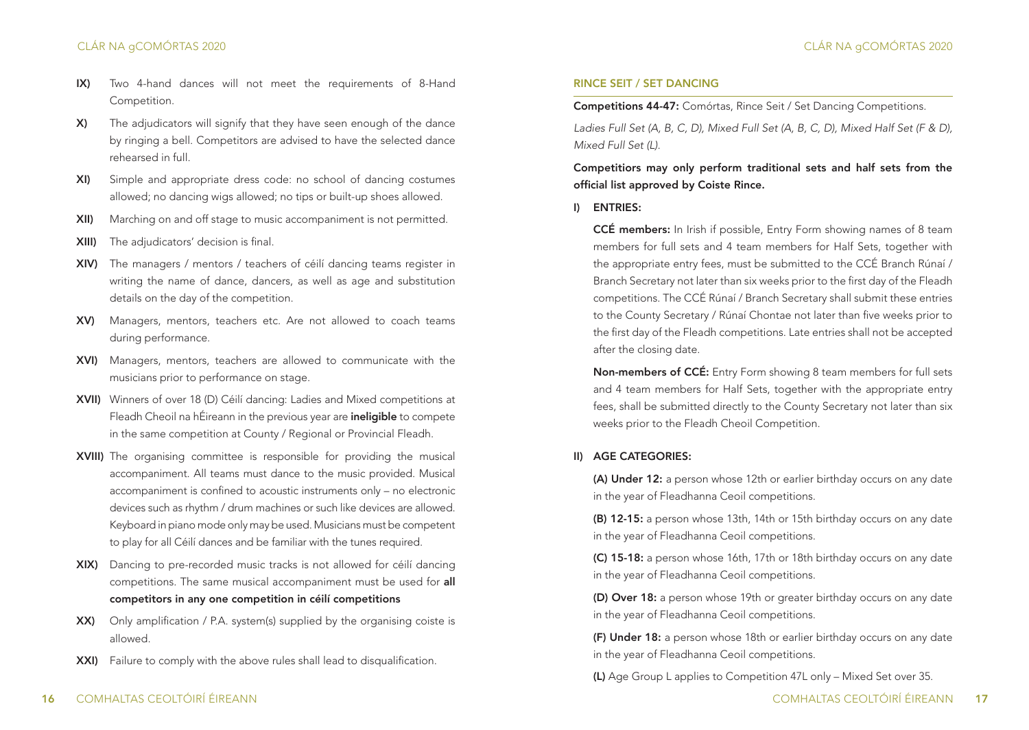- **IX)** Two 4-hand dances will not meet the requirements of 8-Hand Competition.
- **X)** The adjudicators will signify that they have seen enough of the dance by ringing a bell. Competitors are advised to have the selected dance rehearsed in full.
- **XI)** Simple and appropriate dress code: no school of dancing costumes allowed; no dancing wigs allowed; no tips or built-up shoes allowed.
- **XII)** Marching on and off stage to music accompaniment is not permitted.
- **XIII)** The adjudicators' decision is final.
- **XIV)** The managers / mentors / teachers of céilí dancing teams register in writing the name of dance, dancers, as well as age and substitution details on the day of the competition.
- **XV)** Managers, mentors, teachers etc. Are not allowed to coach teams during performance.
- **XVI)** Managers, mentors, teachers are allowed to communicate with the musicians prior to performance on stage.
- **XVII)** Winners of over 18 (D) Céilí dancing: Ladies and Mixed competitions at Fleadh Cheoil na hÉireann in the previous year are **ineligible** to compete in the same competition at County / Regional or Provincial Fleadh.
- **XVIII)** The organising committee is responsible for providing the musical accompaniment. All teams must dance to the music provided. Musical accompaniment is confined to acoustic instruments only – no electronic devices such as rhythm / drum machines or such like devices are allowed. Keyboard in piano mode only may be used. Musicians must be competent to play for all Céilí dances and be familiar with the tunes required.
- **XIX)** Dancing to pre-recorded music tracks is not allowed for céilí dancing competitions. The same musical accompaniment must be used for **all competitors in any one competition in céilí competitions**
- **XX)** Only amplification / P.A. system(s) supplied by the organising coiste is allowed.
- **XXI)** Failure to comply with the above rules shall lead to disqualification.

## RINCE SEIT / SET DANCING

**Competitions 44-47:** Comórtas, Rince Seit / Set Dancing Competitions.

*Ladies Full Set (A, B, C, D), Mixed Full Set (A, B, C, D), Mixed Half Set (F & D), Mixed Full Set (L).*

**Competitiors may only perform traditional sets and half sets from the official list approved by Coiste Rince.**

### I) ENTRIES:

**CCÉ members:** In Irish if possible, Entry Form showing names of 8 team members for full sets and 4 team members for Half Sets, together with the appropriate entry fees, must be submitted to the CCÉ Branch Rúnaí / Branch Secretary not later than six weeks prior to the first day of the Fleadh competitions. The CCÉ Rúnaí / Branch Secretary shall submit these entries to the County Secretary / Rúnaí Chontae not later than five weeks prior to the first day of the Fleadh competitions. Late entries shall not be accepted after the closing date.

**Non-members of CCÉ:** Entry Form showing 8 team members for full sets and 4 team members for Half Sets, together with the appropriate entry fees, shall be submitted directly to the County Secretary not later than six weeks prior to the Fleadh Cheoil Competition.

### II) AGE CATEGORIES:

**(A) Under 12:** a person whose 12th or earlier birthday occurs on any date in the year of Fleadhanna Ceoil competitions.

**(B) 12-15:** a person whose 13th, 14th or 15th birthday occurs on any date in the year of Fleadhanna Ceoil competitions.

**(C) 15-18:** a person whose 16th, 17th or 18th birthday occurs on any date in the year of Fleadhanna Ceoil competitions.

**(D) Over 18:** a person whose 19th or greater birthday occurs on any date in the year of Fleadhanna Ceoil competitions.

**(F) Under 18:** a person whose 18th or earlier birthday occurs on any date in the year of Fleadhanna Ceoil competitions.

**(L)** Age Group L applies to Competition 47L only – Mixed Set over 35.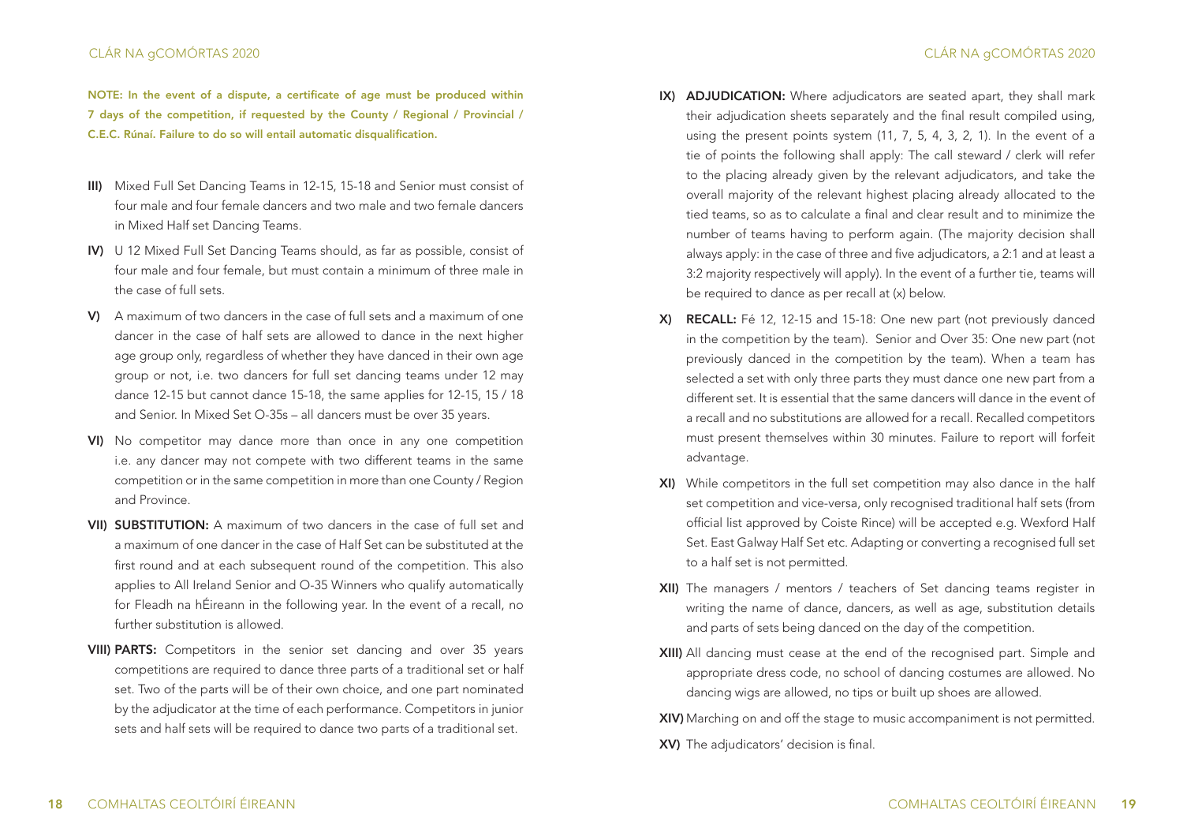**NOTE: In the event of a dispute, a certificate of age must be produced within 7 days of the competition, if requested by the County / Regional / Provincial / C.E.C. Rúnaí. Failure to do so will entail automatic disqualification.**

**III)** Mixed Full Set Dancing Teams in 12-15, 15-18 and Senior must consist of four male and four female dancers and two male and two female dancers in Mixed Half set Dancing Teams.

**IV)** U 12 Mixed Full Set Dancing Teams should, as far as possible, consist of four male and four female, but must contain a minimum of three male in the case of full sets.

**V)** A maximum of two dancers in the case of full sets and a maximum of one dancer in the case of half sets are allowed to dance in the next higher age group only, regardless of whether they have danced in their own age group or not, i.e. two dancers for full set dancing teams under 12 may dance 12-15 but cannot dance 15-18, the same applies for 12-15, 15 / 18 and Senior. In Mixed Set O-35s – all dancers must be over 35 years.

**VI)** No competitor may dance more than once in any one competition i.e. any dancer may not compete with two different teams in the same competition or in the same competition in more than one County / Region and Province.

**VII) SUBSTITUTION:** A maximum of two dancers in the case of full set and a maximum of one dancer in the case of Half Set can be substituted at the first round and at each subsequent round of the competition. This also applies to All Ireland Senior and O-35 Winners who qualify automatically for Fleadh na hÉireann in the following year. In the event of a recall, no further substitution is allowed.

**VIII) PARTS:** Competitors in the senior set dancing and over 35 years competitions are required to dance three parts of a traditional set or half set. Two of the parts will be of their own choice, and one part nominated by the adjudicator at the time of each performance. Competitors in junior sets and half sets will be required to dance two parts of a traditional set.

**IX) ADJUDICATION:** Where adjudicators are seated apart, they shall mark their adjudication sheets separately and the final result compiled using, using the present points system (11, 7, 5, 4, 3, 2, 1). In the event of a tie of points the following shall apply: The call steward / clerk will refer to the placing already given by the relevant adjudicators, and take the overall majority of the relevant highest placing already allocated to the tied teams, so as to calculate a final and clear result and to minimize the number of teams having to perform again. (The majority decision shall always apply: in the case of three and five adjudicators, a 2:1 and at least a 3:2 majority respectively will apply). In the event of a further tie, teams will be required to dance as per recall at (x) below.

**X) RECALL:** Fé 12, 12-15 and 15-18: One new part (not previously danced in the competition by the team). Senior and Over 35: One new part (not previously danced in the competition by the team). When a team has selected a set with only three parts they must dance one new part from a different set. It is essential that the same dancers will dance in the event of a recall and no substitutions are allowed for a recall. Recalled competitors must present themselves within 30 minutes. Failure to report will forfeit advantage.

**XI)** While competitors in the full set competition may also dance in the half set competition and vice-versa, only recognised traditional half sets (from official list approved by Coiste Rince) will be accepted e.g. Wexford Half Set. East Galway Half Set etc. Adapting or converting a recognised full set to a half set is not permitted.

**XII)** The managers / mentors / teachers of Set dancing teams register in writing the name of dance, dancers, as well as age, substitution details and parts of sets being danced on the day of the competition.

**XIII)** All dancing must cease at the end of the recognised part. Simple and appropriate dress code, no school of dancing costumes are allowed. No dancing wigs are allowed, no tips or built up shoes are allowed.

**XIV)** Marching on and off the stage to music accompaniment is not permitted.

**XV)** The adjudicators' decision is final.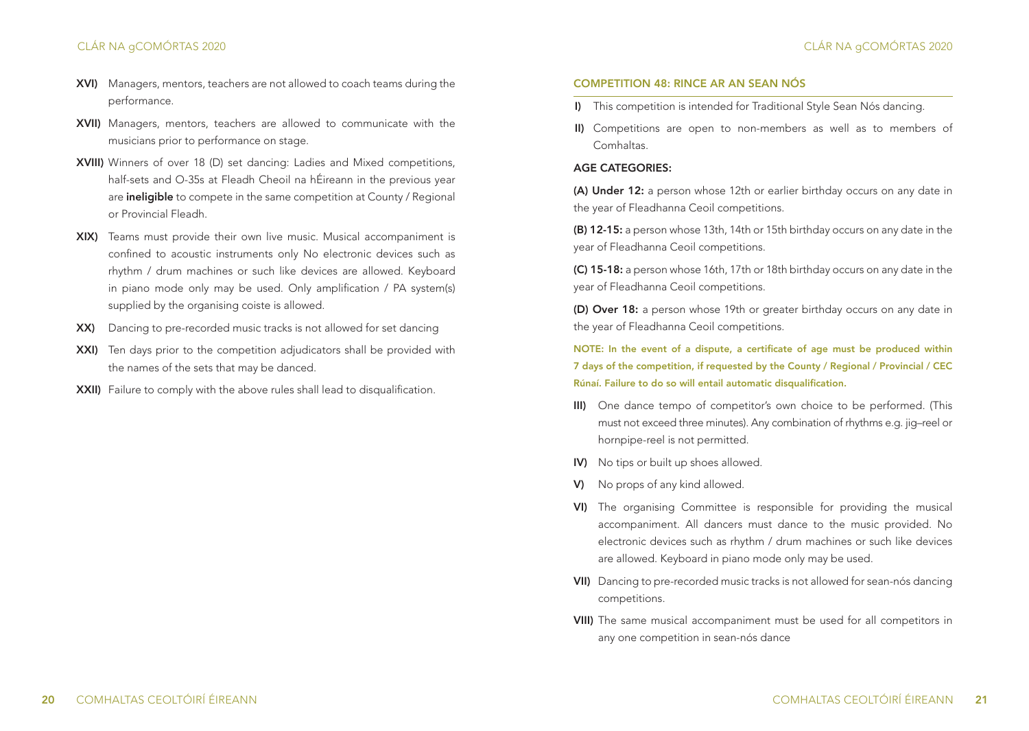**XVI)** Managers, mentors, teachers are not allowed to coach teams during the performance.

**XVII)** Managers, mentors, teachers are allowed to communicate with the musicians prior to performance on stage.

**XVIII)** Winners of over 18 (D) set dancing: Ladies and Mixed competitions, half-sets and O-35s at Fleadh Cheoil na hÉireann in the previous year are **ineligible** to compete in the same competition at County / Regional or Provincial Fleadh.

**XIX)** Teams must provide their own live music. Musical accompaniment is confined to acoustic instruments only No electronic devices such as rhythm / drum machines or such like devices are allowed. Keyboard in piano mode only may be used. Only amplification / PA system(s) supplied by the organising coiste is allowed.

**XX)** Dancing to pre-recorded music tracks is not allowed for set dancing

**XXI)** Ten days prior to the competition adjudicators shall be provided with the names of the sets that may be danced.

**XXII)** Failure to comply with the above rules shall lead to disqualification.

## COMPETITION 48: RINCE AR AN SEAN NÓS

**I)** This competition is intended for Traditional Style Sean Nós dancing.

**II)** Competitions are open to non-members as well as to members of Comhaltas.

### AGE CATEGORIES:

**(A) Under 12:** a person whose 12th or earlier birthday occurs on any date in the year of Fleadhanna Ceoil competitions.

**(B) 12-15:** a person whose 13th, 14th or 15th birthday occurs on any date in the year of Fleadhanna Ceoil competitions.

**(C) 15-18:** a person whose 16th, 17th or 18th birthday occurs on any date in the year of Fleadhanna Ceoil competitions.

**(D) Over 18:** a person whose 19th or greater birthday occurs on any date in the year of Fleadhanna Ceoil competitions.

**NOTE: In the event of a dispute, a certificate of age must be produced within 7 days of the competition, if requested by the County / Regional / Provincial / CEC Rúnaí. Failure to do so will entail automatic disqualification.**

**III)** One dance tempo of competitor's own choice to be performed. (This must not exceed three minutes). Any combination of rhythms e.g. jig–reel or hornpipe-reel is not permitted.

**IV)** No tips or built up shoes allowed.

**V)** No props of any kind allowed.

**VI)** The organising Committee is responsible for providing the musical accompaniment. All dancers must dance to the music provided. No electronic devices such as rhythm / drum machines or such like devices are allowed. Keyboard in piano mode only may be used.

**VII)** Dancing to pre-recorded music tracks is not allowed for sean-nós dancing competitions.

**VIII)** The same musical accompaniment must be used for all competitors in any one competition in sean-nós dance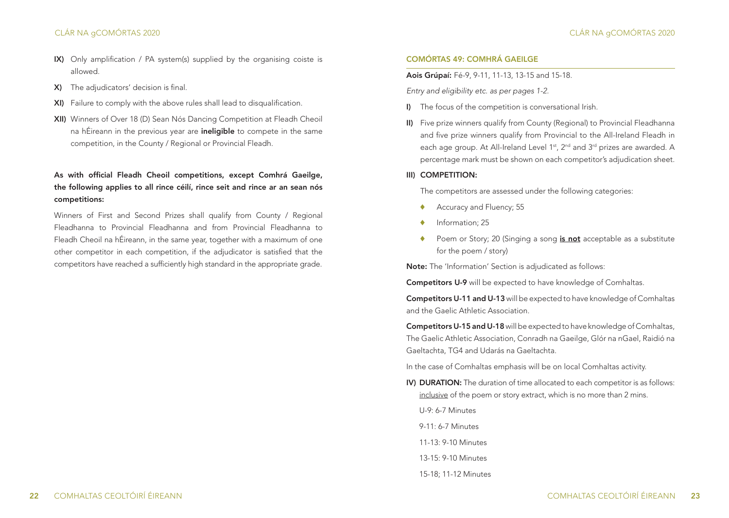**IX)** Only amplification / PA system(s) supplied by the organising coiste is allowed.

**X)** The adjudicators' decision is final.

**XI)** Failure to comply with the above rules shall lead to disqualification.

**XII)** Winners of Over 18 (D) Sean Nós Dancing Competition at Fleadh Cheoil na hÉireann in the previous year are **ineligible** to compete in the same competition, in the County / Regional or Provincial Fleadh.

**As with official Fleadh Cheoil competitions, except Comhrá Gaeilge, the following applies to all rince céilí, rince seit and rince ar an sean nós competitions:**

Winners of First and Second Prizes shall qualify from County / Regional Fleadhanna to Provincial Fleadhanna and from Provincial Fleadhanna to Fleadh Cheoil na hÉireann, in the same year, together with a maximum of one other competitor in each competition, if the adjudicator is satisfied that the competitors have reached a sufficiently high standard in the appropriate grade.

## COMÓRTAS 49: COMHRÁ GAEILGE

**Aois Grúpaí:** Fé-9, 9-11, 11-13, 13-15 and 15-18.

*Entry and eligibility etc. as per pages 1-2.*

**I)** The focus of the competition is conversational Irish.

**II)** Five prize winners qualify from County (Regional) to Provincial Fleadhanna and five prize winners qualify from Provincial to the All-Ireland Fleadh in each age group. At All-Ireland Level 1st, 2nd and 3rd prizes are awarded. A percentage mark must be shown on each competitor's adjudication sheet.

**III) COMPETITION:**

The competitors are assessed under the following categories:

- Accuracy and Fluency; 55
- Information; 25
- Poem or Story; 20 (Singing a song **is not** acceptable as a substitute for the poem / story)

**Note:** The 'Information' Section is adjudicated as follows:

**Competitors U-9** will be expected to have knowledge of Comhaltas.

**Competitors U-11 and U-13** will be expected to have knowledge of Comhaltas and the Gaelic Athletic Association.

**Competitors U-15 and U-18** will be expected to have knowledge of Comhaltas, The Gaelic Athletic Association, Conradh na Gaeilge, Glór na nGael, Raidió na Gaeltachta, TG4 and Udarás na Gaeltachta.

In the case of Comhaltas emphasis will be on local Comhaltas activity.

**IV) DURATION:** The duration of time allocated to each competitor is as follows: inclusive of the poem or story extract, which is no more than 2 mins.

U-9: 6-7 Minutes

9-11: 6-7 Minutes

11-13: 9-10 Minutes

13-15: 9-10 Minutes

15-18; 11-12 Minutes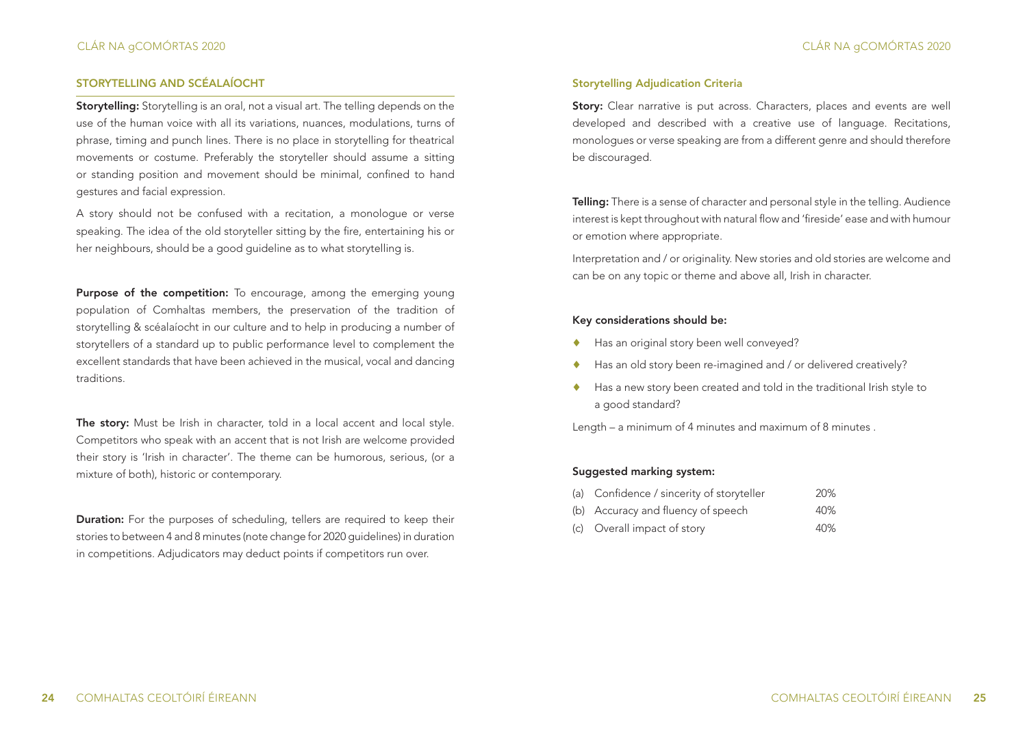## STORYTELLING AND SCÉALAÍOCHT

**Storytelling:** Storytelling is an oral, not a visual art. The telling depends on the use of the human voice with all its variations, nuances, modulations, turns of phrase, timing and punch lines. There is no place in storytelling for theatrical movements or costume. Preferably the storyteller should assume a sitting or standing position and movement should be minimal, confined to hand gestures and facial expression.

A story should not be confused with a recitation, a monologue or verse speaking. The idea of the old storyteller sitting by the fire, entertaining his or her neighbours, should be a good guideline as to what storytelling is.

**Purpose of the competition:** To encourage, among the emerging young population of Comhaltas members, the preservation of the tradition of storytelling & scéalaíocht in our culture and to help in producing a number of storytellers of a standard up to public performance level to complement the excellent standards that have been achieved in the musical, vocal and dancing traditions.

**The story:** Must be Irish in character, told in a local accent and local style. Competitors who speak with an accent that is not Irish are welcome provided their story is 'Irish in character'. The theme can be humorous, serious, (or a mixture of both), historic or contemporary.

**Duration:** For the purposes of scheduling, tellers are required to keep their stories to between 4 and 8 minutes (note change for 2020 guidelines) in duration in competitions. Adjudicators may deduct points if competitors run over.

### Storytelling Adjudication Criteria

**Story:** Clear narrative is put across. Characters, places and events are well developed and described with a creative use of language. Recitations, monologues or verse speaking are from a different genre and should therefore be discouraged.

**Telling:** There is a sense of character and personal style in the telling. Audience interest is kept throughout with natural flow and 'fireside' ease and with humour or emotion where appropriate.

Interpretation and / or originality. New stories and old stories are welcome and can be on any topic or theme and above all, Irish in character.

#### Key considerations should be:

- Has an original story been well conveyed?
- Has an old story been re-imagined and / or delivered creatively?
- Has a new story been created and told in the traditional Irish style to a good standard?

Length – a minimum of 4 minutes and maximum of 8 minutes .

#### Suggested marking system:

| | | |
|---|---|---|
| (a) | Confidence / sincerity of storyteller | 20% |
| (b) | Accuracy and fluency of speech | 40% |
| (c) | Overall impact of story | 40% |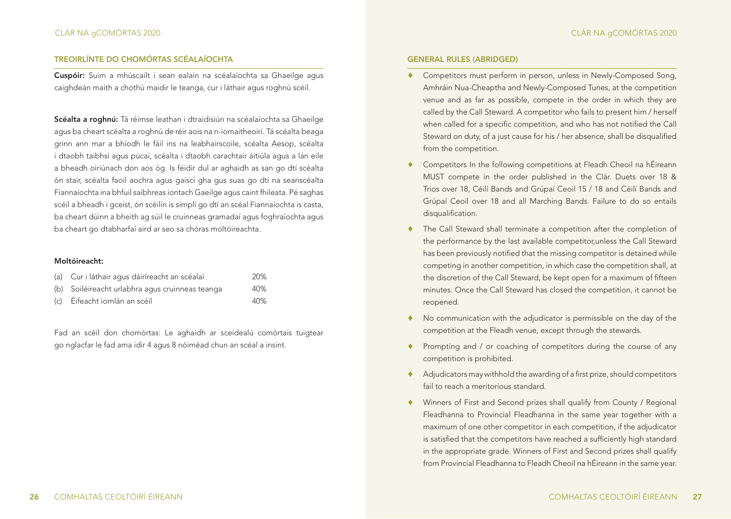## TREOIRLÍNTE DO CHOMÓRTAS SCÉALAÍOCHTA

**Cuspóir:** Suim a mhúscailt i sean ealaín na scéalaíochta sa Ghaeilge agus caighdeán maith a chothú maidir le teanga, cur i láthair agus roghnú scéil.

**Scéalta a roghnú:** Tá réimse leathan i dtraidisiún na scéalaíochta sa Ghaeilge agus ba cheart scéalta a roghnú de réir aois na n-iomaitheoirí. Tá scéalta beaga grinn ann mar a bhíodh le fáil ins na leabhairscoile, scéalta Aesop, scéalta i dtaobh taibhsí agus púcaí, scéalta i dtaobh carachtair áitiúla agus a lán eile a bheadh oiriúnach don aos óg. Is féidir dul ar aghaidh as san go dtí scéalta ón stair, scéalta faoil aochra agus gaiscí gha gus suas go dtí na seanscéalta Fiannaíochta ina bhfuil saibhreas iontach Gaeilge agus caint fhileata. Pé saghas scéil a bheadh i gceist, ón scéilín is simplí go dtí an scéal Fiannaíochta is casta, ba cheart dúinn a bheith ag súil le cruinneas gramadaí agus foghraíochta agus ba cheart go dtabharfaí aird ar seo sa chóras moltóireachta.

### Moltóireacht:

| | | |
|---|---|---|
| (a) | Cur i láthair agus dáiríreacht an scéalaí | 20% |
| (b) | Soiléireacht urlabhra agus cruinneas teanga | 40% |
| (c) | Éifeacht iomlán an scéil | 40% |

Fad an scéil don chomórtas: Le aghaidh ar sceidealú comórtais tuigtear go nglacfar le fad ama idir 4 agus 8 nóiméad chun an scéal a insint.

## GENERAL RULES (ABRIDGED)

- Competitors must perform in person, unless in Newly-Composed Song, Amhráin Nua-Cheaptha and Newly-Composed Tunes, at the competition venue and as far as possible, compete in the order in which they are called by the Call Steward. A competitor who fails to present him / herself when called for a specific competition, and who has not notified the Call Steward on duty, of a just cause for his / her absence, shall be disqualified from the competition.
- Competitors In the following competitions at Fleadh Cheoil na hÉireann MUST compete in the order published in the Clár. Duets over 18 & Trios over 18, Céilí Bands and Grúpaí Ceoil 15 / 18 and Céilí Bands and Grúpaí Ceoil over 18 and all Marching Bands. Failure to do so entails disqualification.
- The Call Steward shall terminate a competition after the completion of the performance by the last available competitor,unless the Call Steward has been previously notified that the missing competitor is detained while competing in another competition, in which case the competition shall, at the discretion of the Call Steward, be kept open for a maximum of fifteen minutes. Once the Call Steward has closed the competition, it cannot be reopened.
- No communication with the adjudicator is permissible on the day of the competition at the Fleadh venue, except through the stewards.
- Prompting and / or coaching of competitors during the course of any competition is prohibited.
- Adjudicators may withhold the awarding of a first prize, should competitors fail to reach a meritorious standard.
- Winners of First and Second prizes shall qualify from County / Regional Fleadhanna to Provincial Fleadhanna in the same year together with a maximum of one other competitor in each competition, if the adjudicator is satisfied that the competitors have reached a sufficiently high standard in the appropriate grade. Winners of First and Second prizes shall qualify from Provincial Fleadhanna to Fleadh Cheoil na hÉireann in the same year.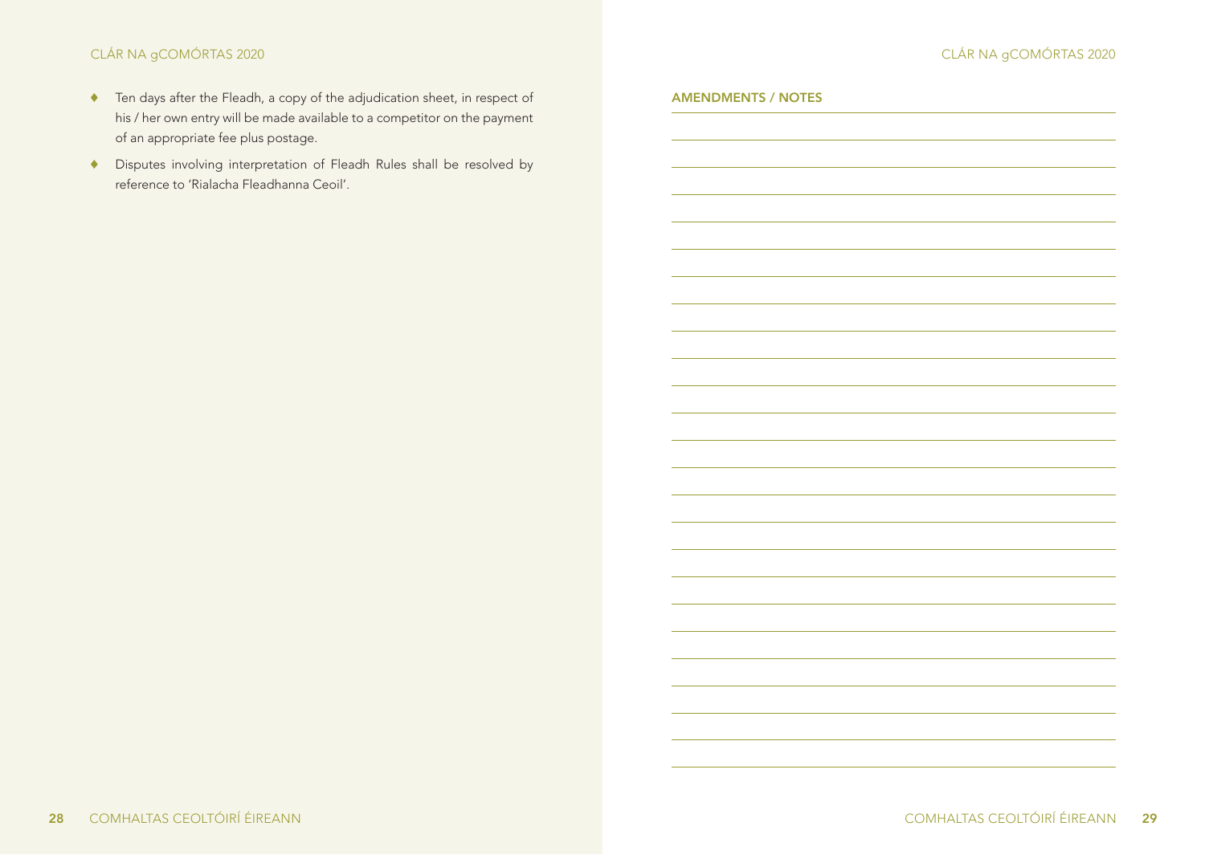- Ten days after the Fleadh, a copy of the adjudication sheet, in respect of his / her own entry will be made available to a competitor on the payment of an appropriate fee plus postage.
- Disputes involving interpretation of Fleadh Rules shall be resolved by reference to 'Rialacha Fleadhanna Ceoil'.

## AMENDMENTS / NOTES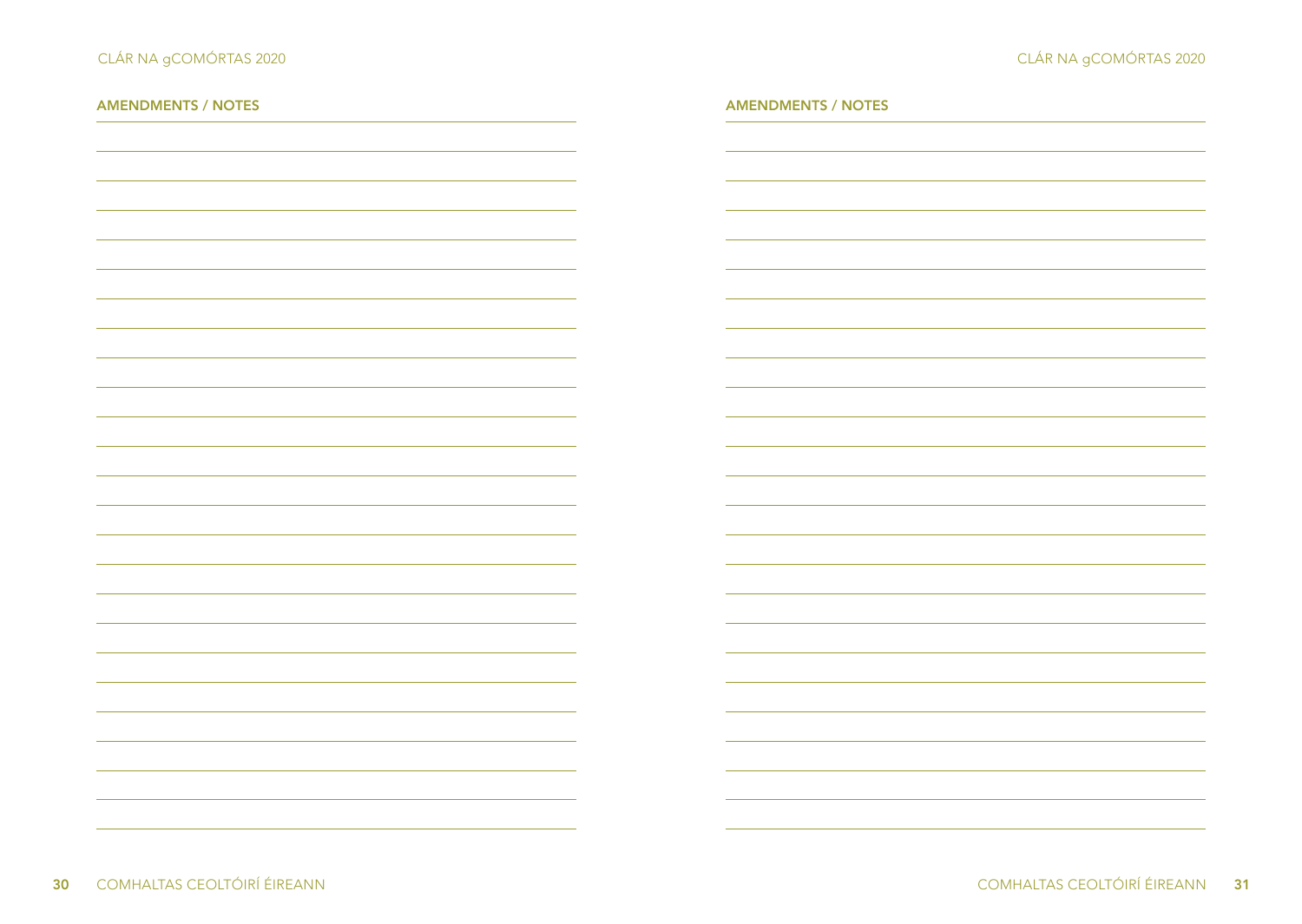## AMENDMENTS / NOTES

## AMENDMENTS / NOTES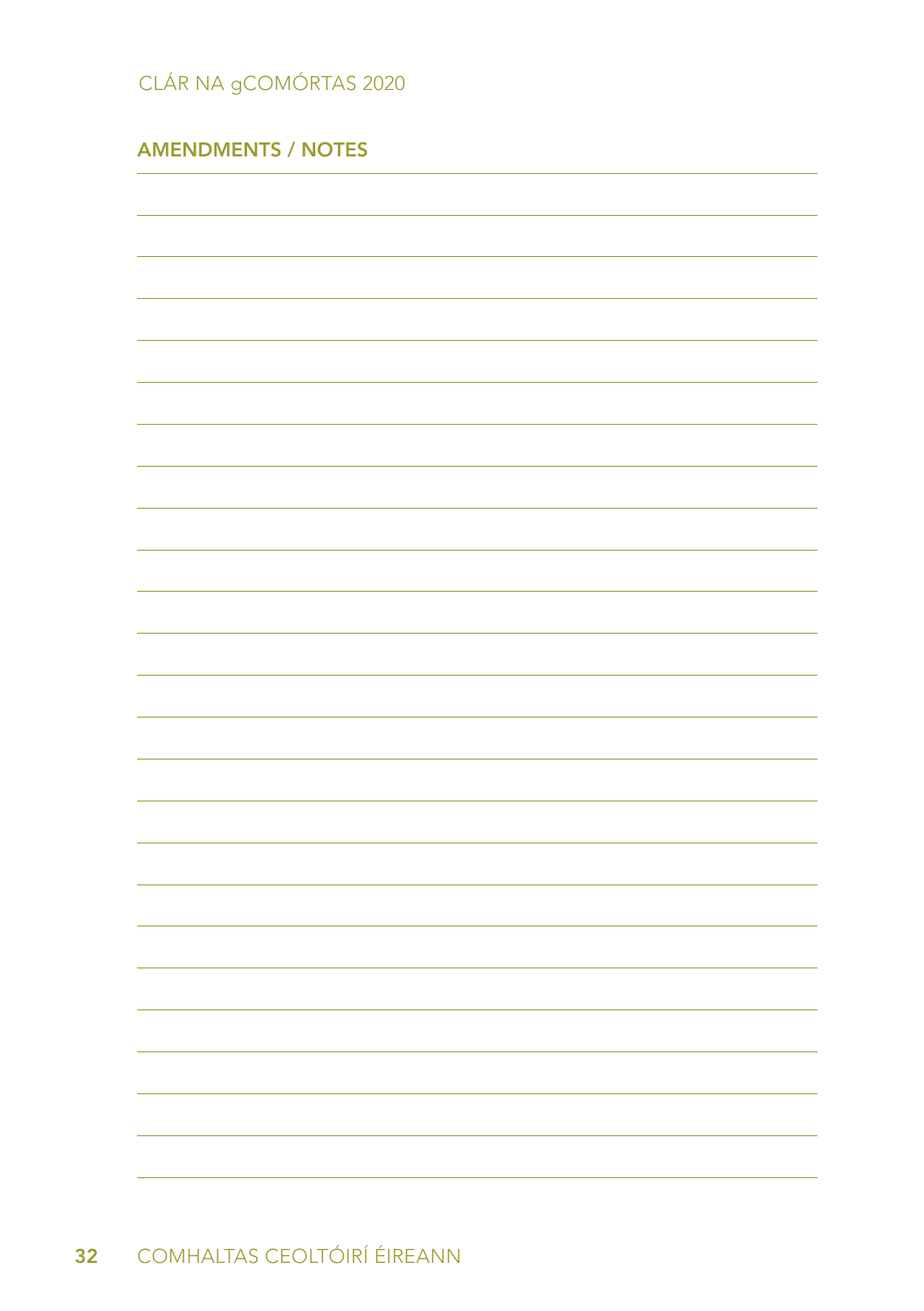## AMENDMENTS / NOTES